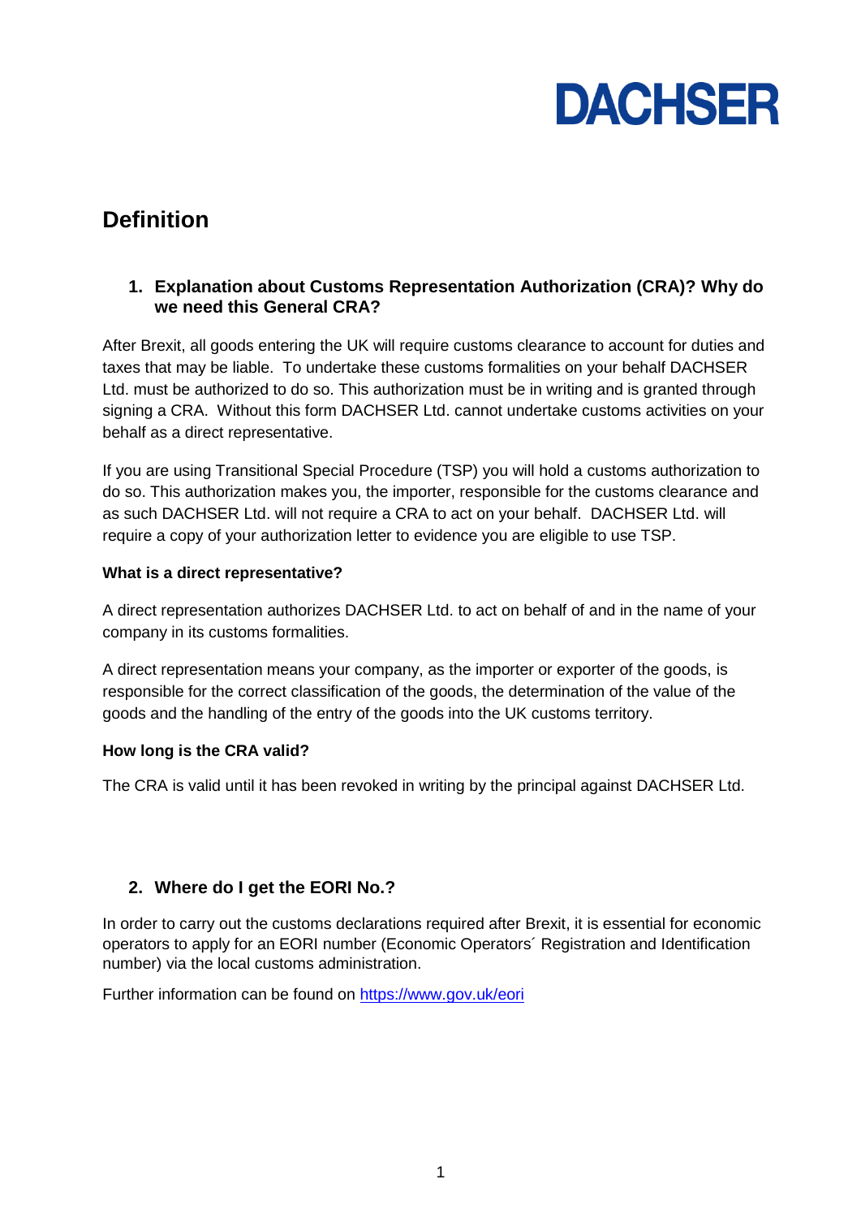DACHSER

# Definition

## 1. Explanation about Customs Representation Authorization (CRA)? Why do we need this General CRA?

After Brexit, all goods entering the UK will require customs clearance to account for duties and taxes that may be liable. To undertake these customs formalities on your behalf DACHSER Ltd. must be authorized to do so. This authorization must be in writing and is granted through signing a CRA. Without this form DACHSER Ltd. cannot undertake customs activities on your behalf as a direct representative.

If you are using Transitional Special Procedure (TSP) you will hold a customs authorization to do so. This authorization makes you, the importer, responsible for the customs clearance and as such DACHSER Ltd. will not require a CRA to act on your behalf. DACHSER Ltd. will require a copy of your authorization letter to evidence you are eligible to use TSP.

**What is a direct representative?**

A direct representation authorizes DACHSER Ltd. to act on behalf of and in the name of your company in its customs formalities.

A direct representation means your company, as the importer or exporter of the goods, is responsible for the correct classification of the goods, the determination of the value of the goods and the handling of the entry of the goods into the UK customs territory.

**How long is the CRA valid?**

The CRA is valid until it has been revoked in writing by the principal against DACHSER Ltd.

## 2. Where do I get the EORI No.?

In order to carry out the customs declarations required after Brexit, it is essential for economic operators to apply for an EORI number (Economic Operators´ Registration and Identification number) via the local customs administration.

Further information can be found on [https://www.gov.uk/eori](https://www.gov.uk/eori)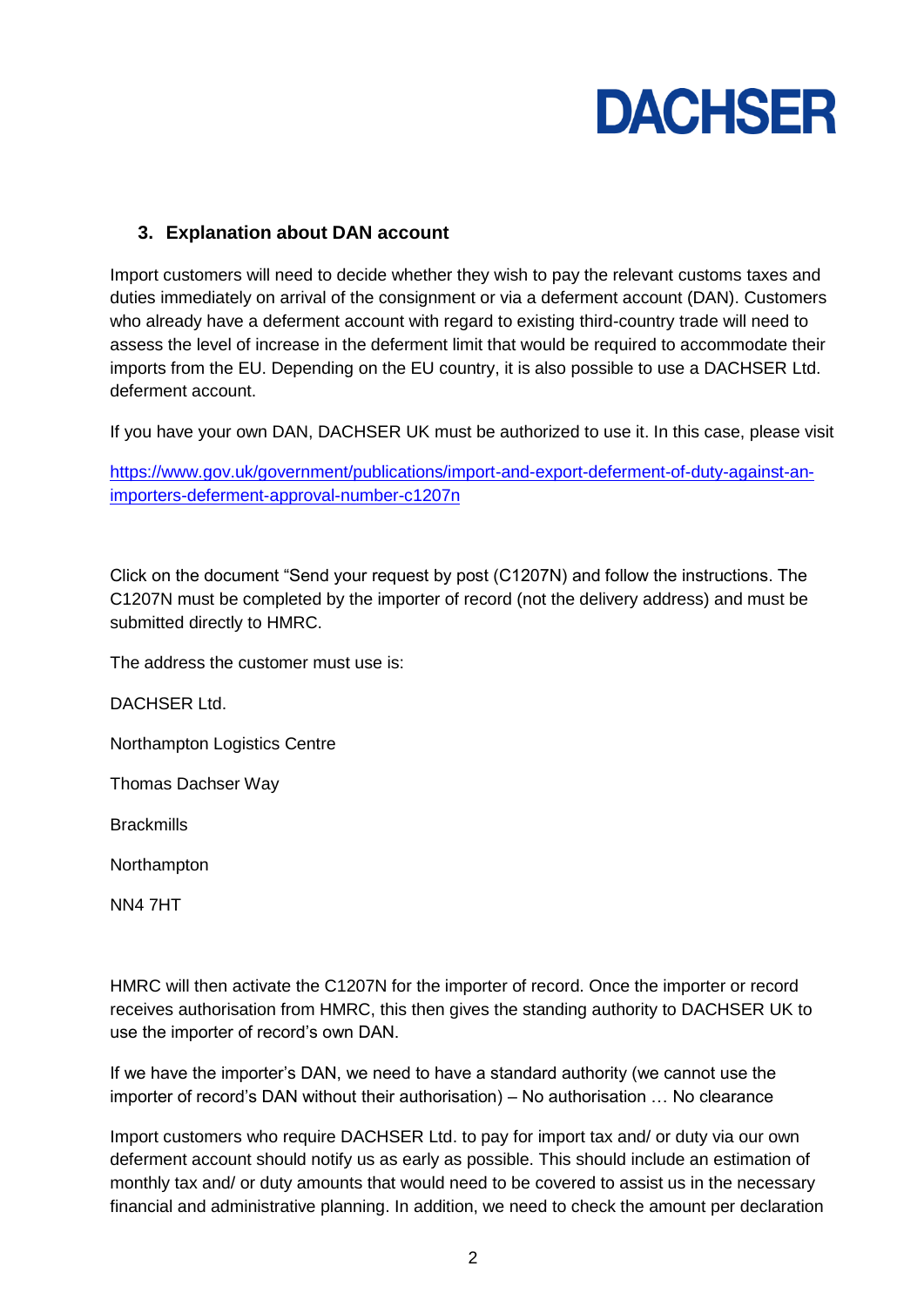## 3. Explanation about DAN account

Import customers will need to decide whether they wish to pay the relevant customs taxes and duties immediately on arrival of the consignment or via a deferment account (DAN). Customers who already have a deferment account with regard to existing third-country trade will need to assess the level of increase in the deferment limit that would be required to accommodate their imports from the EU. Depending on the EU country, it is also possible to use a DACHSER Ltd. deferment account.

If you have your own DAN, DACHSER UK must be authorized to use it. In this case, please visit

[https://www.gov.uk/government/publications/import-and-export-deferment-of-duty-against-an-importers-deferment-approval-number-c1207n](https://www.gov.uk/government/publications/import-and-export-deferment-of-duty-against-an-importers-deferment-approval-number-c1207n)

Click on the document "Send your request by post (C1207N) and follow the instructions. The C1207N must be completed by the importer of record (not the delivery address) and must be submitted directly to HMRC.

The address the customer must use is:

DACHSER Ltd.

Northampton Logistics Centre

Thomas Dachser Way

Brackmills

Northampton

NN4 7HT

HMRC will then activate the C1207N for the importer of record. Once the importer or record receives authorisation from HMRC, this then gives the standing authority to DACHSER UK to use the importer of record's own DAN.

If we have the importer's DAN, we need to have a standard authority (we cannot use the importer of record's DAN without their authorisation) – No authorisation … No clearance

Import customers who require DACHSER Ltd. to pay for import tax and/ or duty via our own deferment account should notify us as early as possible. This should include an estimation of monthly tax and/ or duty amounts that would need to be covered to assist us in the necessary financial and administrative planning. In addition, we need to check the amount per declaration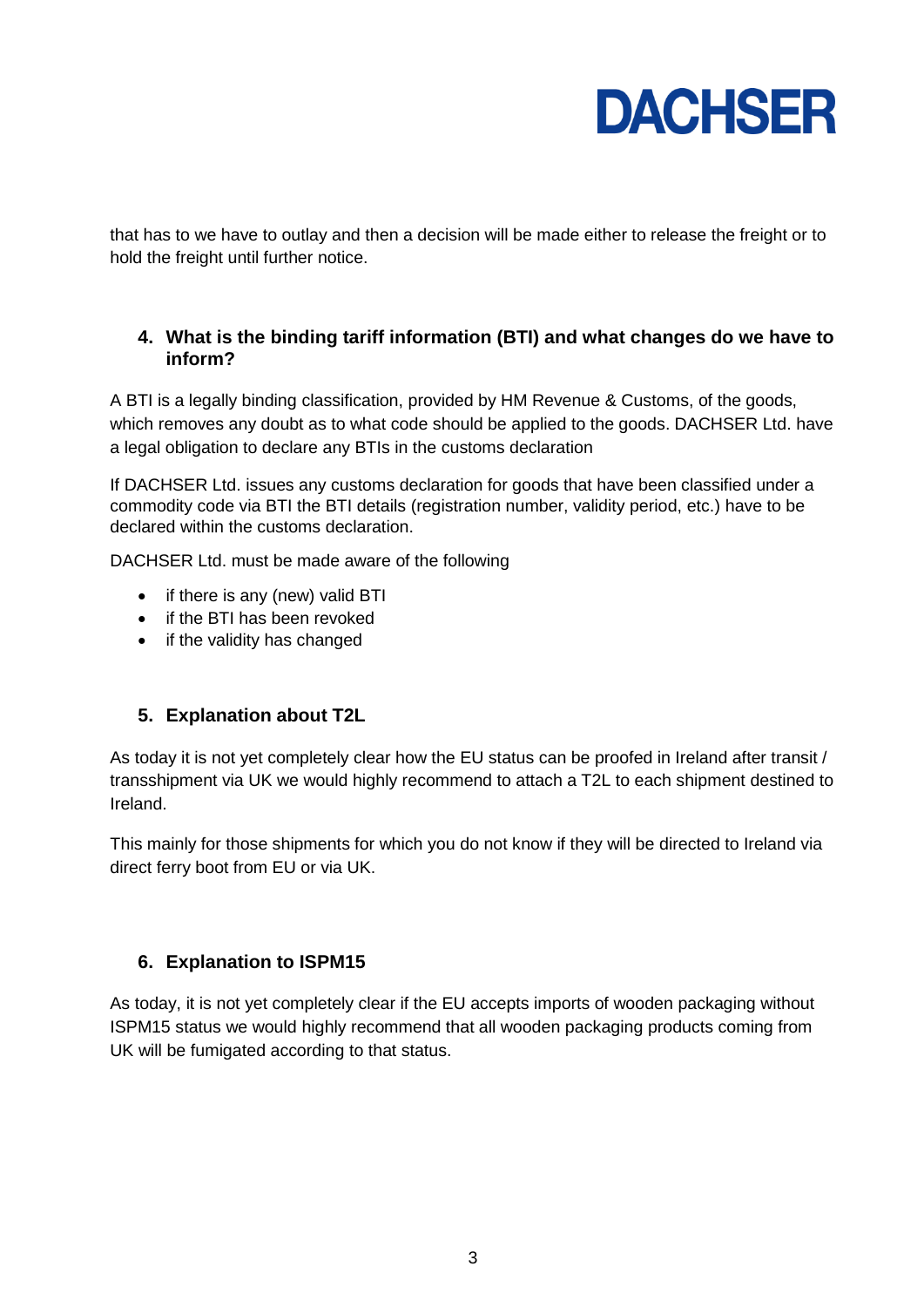that has to we have to outlay and then a decision will be made either to release the freight or to hold the freight until further notice.

## 4. What is the binding tariff information (BTI) and what changes do we have to inform?

A BTI is a legally binding classification, provided by HM Revenue & Customs, of the goods, which removes any doubt as to what code should be applied to the goods. DACHSER Ltd. have a legal obligation to declare any BTIs in the customs declaration

If DACHSER Ltd. issues any customs declaration for goods that have been classified under a commodity code via BTI the BTI details (registration number, validity period, etc.) have to be declared within the customs declaration.

DACHSER Ltd. must be made aware of the following

- if there is any (new) valid BTI
- if the BTI has been revoked
- if the validity has changed

## 5. Explanation about T2L

As today it is not yet completely clear how the EU status can be proofed in Ireland after transit / transshipment via UK we would highly recommend to attach a T2L to each shipment destined to Ireland.

This mainly for those shipments for which you do not know if they will be directed to Ireland via direct ferry boot from EU or via UK.

## 6. Explanation to ISPM15

As today, it is not yet completely clear if the EU accepts imports of wooden packaging without ISPM15 status we would highly recommend that all wooden packaging products coming from UK will be fumigated according to that status.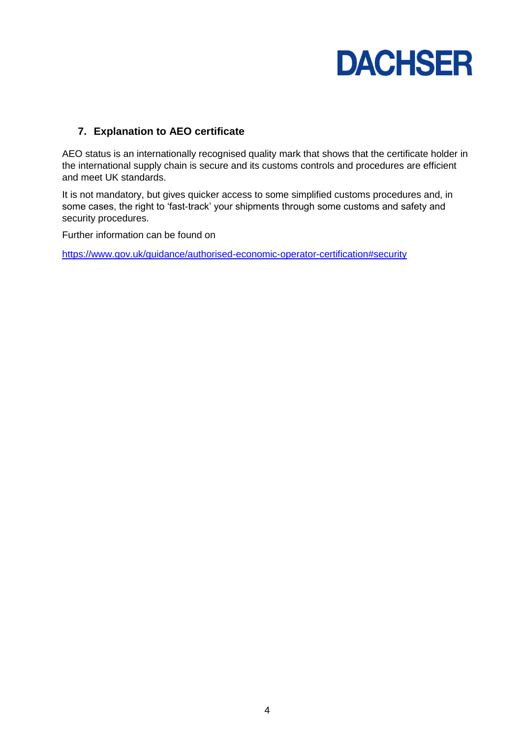## 7. Explanation to AEO certificate

AEO status is an internationally recognised quality mark that shows that the certificate holder in the international supply chain is secure and its customs controls and procedures are efficient and meet UK standards.

It is not mandatory, but gives quicker access to some simplified customs procedures and, in some cases, the right to 'fast-track' your shipments through some customs and safety and security procedures.

Further information can be found on

https://www.gov.uk/guidance/authorised-economic-operator-certification#security